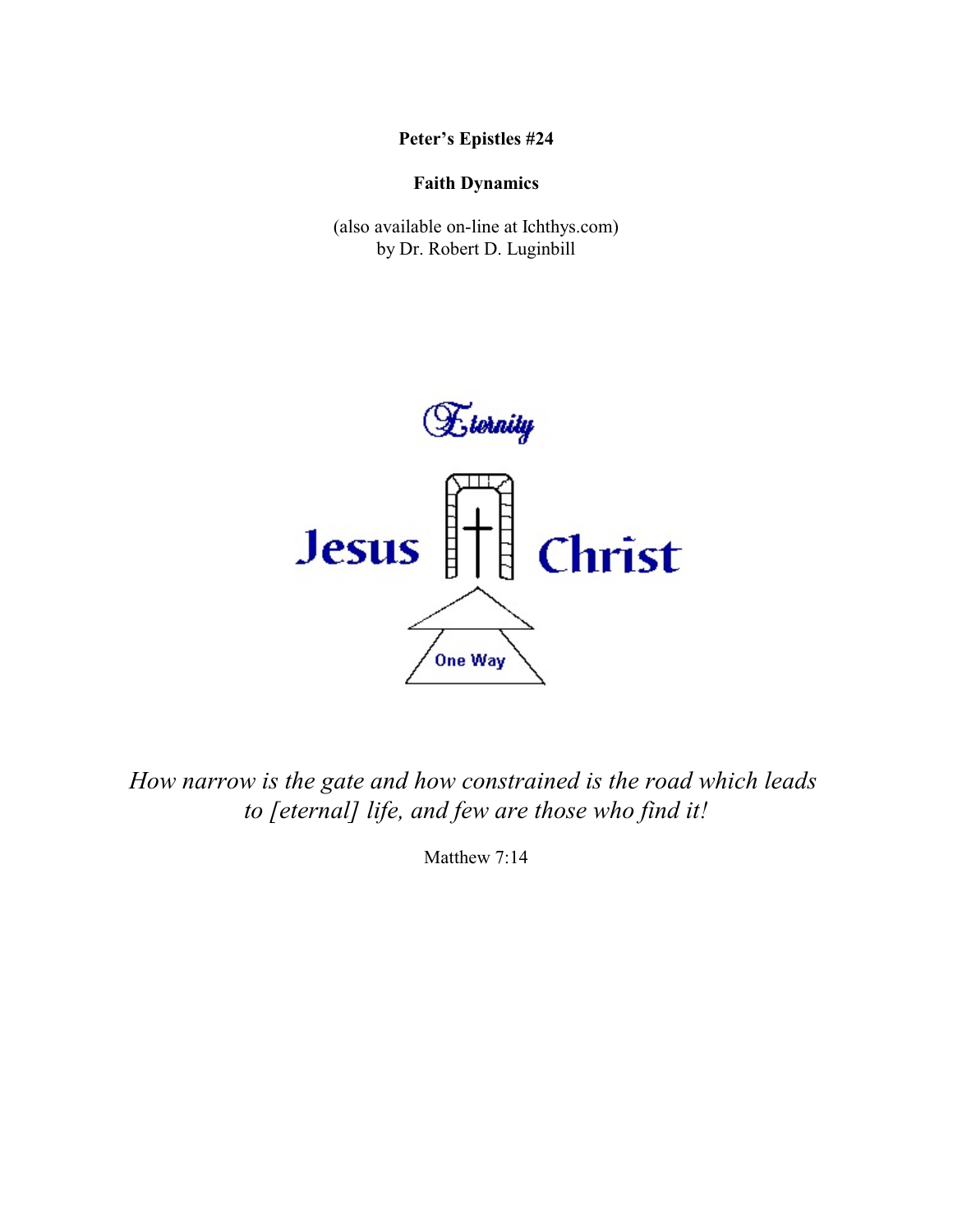**Peter's Epistles #24**

**Faith Dynamics**

(also available on-line at Ichthys.com)
by Dr. Robert D. Luginbill

*How narrow is the gate and how constrained is the road which leads to [eternal] life, and few are those who find it!*

Matthew 7:14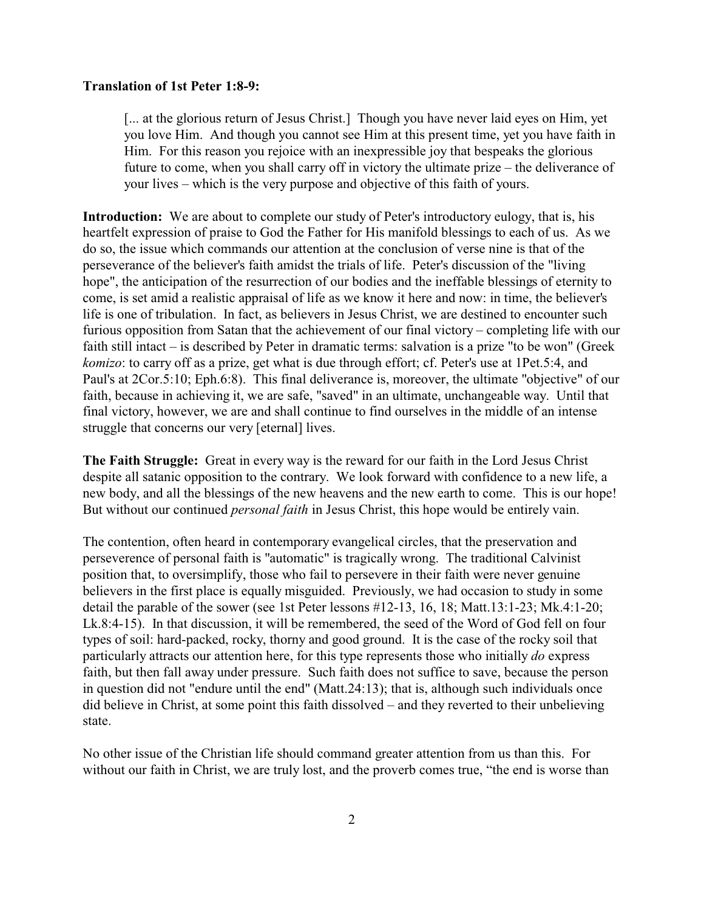**Translation of 1st Peter 1:8-9:**

> [... at the glorious return of Jesus Christ.] Though you have never laid eyes on Him, yet you love Him. And though you cannot see Him at this present time, yet you have faith in Him. For this reason you rejoice with an inexpressible joy that bespeaks the glorious future to come, when you shall carry off in victory the ultimate prize – the deliverance of your lives – which is the very purpose and objective of this faith of yours.

**Introduction:** We are about to complete our study of Peter's introductory eulogy, that is, his heartfelt expression of praise to God the Father for His manifold blessings to each of us. As we do so, the issue which commands our attention at the conclusion of verse nine is that of the perseverance of the believer's faith amidst the trials of life. Peter's discussion of the "living hope", the anticipation of the resurrection of our bodies and the ineffable blessings of eternity to come, is set amid a realistic appraisal of life as we know it here and now: in time, the believer's life is one of tribulation. In fact, as believers in Jesus Christ, we are destined to encounter such furious opposition from Satan that the achievement of our final victory – completing life with our faith still intact – is described by Peter in dramatic terms: salvation is a prize "to be won" (Greek *komizo*: to carry off as a prize, get what is due through effort; cf. Peter's use at 1Pet.5:4, and Paul's at 2Cor.5:10; Eph.6:8). This final deliverance is, moreover, the ultimate "objective" of our faith, because in achieving it, we are safe, "saved" in an ultimate, unchangeable way. Until that final victory, however, we are and shall continue to find ourselves in the middle of an intense struggle that concerns our very [eternal] lives.

**The Faith Struggle:** Great in every way is the reward for our faith in the Lord Jesus Christ despite all satanic opposition to the contrary. We look forward with confidence to a new life, a new body, and all the blessings of the new heavens and the new earth to come. This is our hope! But without our continued *personal faith* in Jesus Christ, this hope would be entirely vain.

The contention, often heard in contemporary evangelical circles, that the preservation and perseverence of personal faith is "automatic" is tragically wrong. The traditional Calvinist position that, to oversimplify, those who fail to persevere in their faith were never genuine believers in the first place is equally misguided. Previously, we had occasion to study in some detail the parable of the sower (see 1st Peter lessons #12-13, 16, 18; Matt.13:1-23; Mk.4:1-20; Lk.8:4-15). In that discussion, it will be remembered, the seed of the Word of God fell on four types of soil: hard-packed, rocky, thorny and good ground. It is the case of the rocky soil that particularly attracts our attention here, for this type represents those who initially *do* express faith, but then fall away under pressure. Such faith does not suffice to save, because the person in question did not "endure until the end" (Matt.24:13); that is, although such individuals once did believe in Christ, at some point this faith dissolved – and they reverted to their unbelieving state.

No other issue of the Christian life should command greater attention from us than this. For without our faith in Christ, we are truly lost, and the proverb comes true, "the end is worse than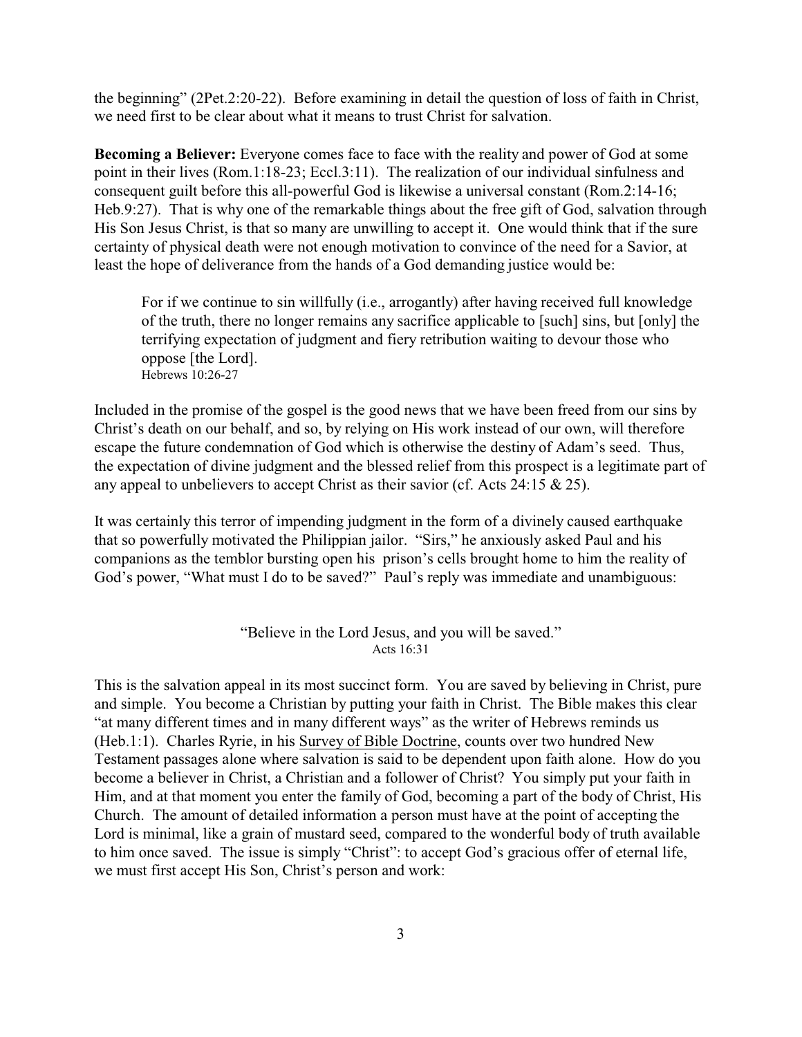the beginning" (2Pet.2:20-22). Before examining in detail the question of loss of faith in Christ, we need first to be clear about what it means to trust Christ for salvation.

**Becoming a Believer:** Everyone comes face to face with the reality and power of God at some point in their lives (Rom.1:18-23; Eccl.3:11). The realization of our individual sinfulness and consequent guilt before this all-powerful God is likewise a universal constant (Rom.2:14-16; Heb.9:27). That is why one of the remarkable things about the free gift of God, salvation through His Son Jesus Christ, is that so many are unwilling to accept it. One would think that if the sure certainty of physical death were not enough motivation to convince of the need for a Savior, at least the hope of deliverance from the hands of a God demanding justice would be:

> For if we continue to sin willfully (i.e., arrogantly) after having received full knowledge of the truth, there no longer remains any sacrifice applicable to [such] sins, but [only] the terrifying expectation of judgment and fiery retribution waiting to devour those who oppose [the Lord].
> Hebrews 10:26-27

Included in the promise of the gospel is the good news that we have been freed from our sins by Christ's death on our behalf, and so, by relying on His work instead of our own, will therefore escape the future condemnation of God which is otherwise the destiny of Adam's seed. Thus, the expectation of divine judgment and the blessed relief from this prospect is a legitimate part of any appeal to unbelievers to accept Christ as their savior (cf. Acts 24:15 & 25).

It was certainly this terror of impending judgment in the form of a divinely caused earthquake that so powerfully motivated the Philippian jailor. "Sirs," he anxiously asked Paul and his companions as the temblor bursting open his prison's cells brought home to him the reality of God's power, "What must I do to be saved?" Paul's reply was immediate and unambiguous:

> "Believe in the Lord Jesus, and you will be saved."
> Acts 16:31

This is the salvation appeal in its most succinct form. You are saved by believing in Christ, pure and simple. You become a Christian by putting your faith in Christ. The Bible makes this clear "at many different times and in many different ways" as the writer of Hebrews reminds us (Heb.1:1). Charles Ryrie, in his Survey of Bible Doctrine, counts over two hundred New Testament passages alone where salvation is said to be dependent upon faith alone. How do you become a believer in Christ, a Christian and a follower of Christ? You simply put your faith in Him, and at that moment you enter the family of God, becoming a part of the body of Christ, His Church. The amount of detailed information a person must have at the point of accepting the Lord is minimal, like a grain of mustard seed, compared to the wonderful body of truth available to him once saved. The issue is simply "Christ": to accept God's gracious offer of eternal life, we must first accept His Son, Christ's person and work: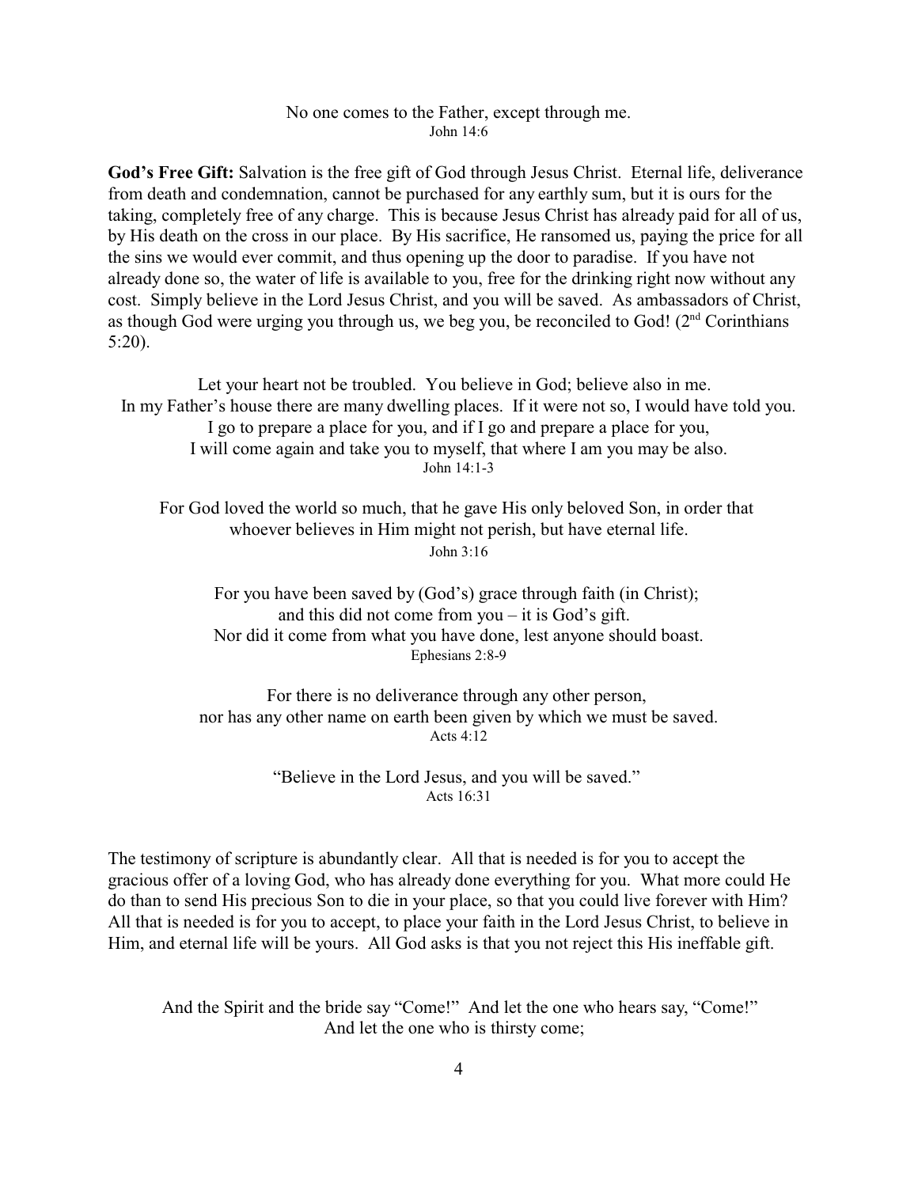No one comes to the Father, except through me.
John 14:6

**God's Free Gift:** Salvation is the free gift of God through Jesus Christ. Eternal life, deliverance from death and condemnation, cannot be purchased for any earthly sum, but it is ours for the taking, completely free of any charge. This is because Jesus Christ has already paid for all of us, by His death on the cross in our place. By His sacrifice, He ransomed us, paying the price for all the sins we would ever commit, and thus opening up the door to paradise. If you have not already done so, the water of life is available to you, free for the drinking right now without any cost. Simply believe in the Lord Jesus Christ, and you will be saved. As ambassadors of Christ, as though God were urging you through us, we beg you, be reconciled to God! (2nd Corinthians 5:20).

Let your heart not be troubled. You believe in God; believe also in me.
In my Father's house there are many dwelling places. If it were not so, I would have told you.
I go to prepare a place for you, and if I go and prepare a place for you,
I will come again and take you to myself, that where I am you may be also.
John 14:1-3

For God loved the world so much, that he gave His only beloved Son, in order that
whoever believes in Him might not perish, but have eternal life.
John 3:16

For you have been saved by (God's) grace through faith (in Christ);
and this did not come from you – it is God's gift.
Nor did it come from what you have done, lest anyone should boast.
Ephesians 2:8-9

For there is no deliverance through any other person,
nor has any other name on earth been given by which we must be saved.
Acts 4:12

"Believe in the Lord Jesus, and you will be saved."
Acts 16:31

The testimony of scripture is abundantly clear. All that is needed is for you to accept the gracious offer of a loving God, who has already done everything for you. What more could He do than to send His precious Son to die in your place, so that you could live forever with Him? All that is needed is for you to accept, to place your faith in the Lord Jesus Christ, to believe in Him, and eternal life will be yours. All God asks is that you not reject this His ineffable gift.

And the Spirit and the bride say "Come!" And let the one who hears say, "Come!"
And let the one who is thirsty come;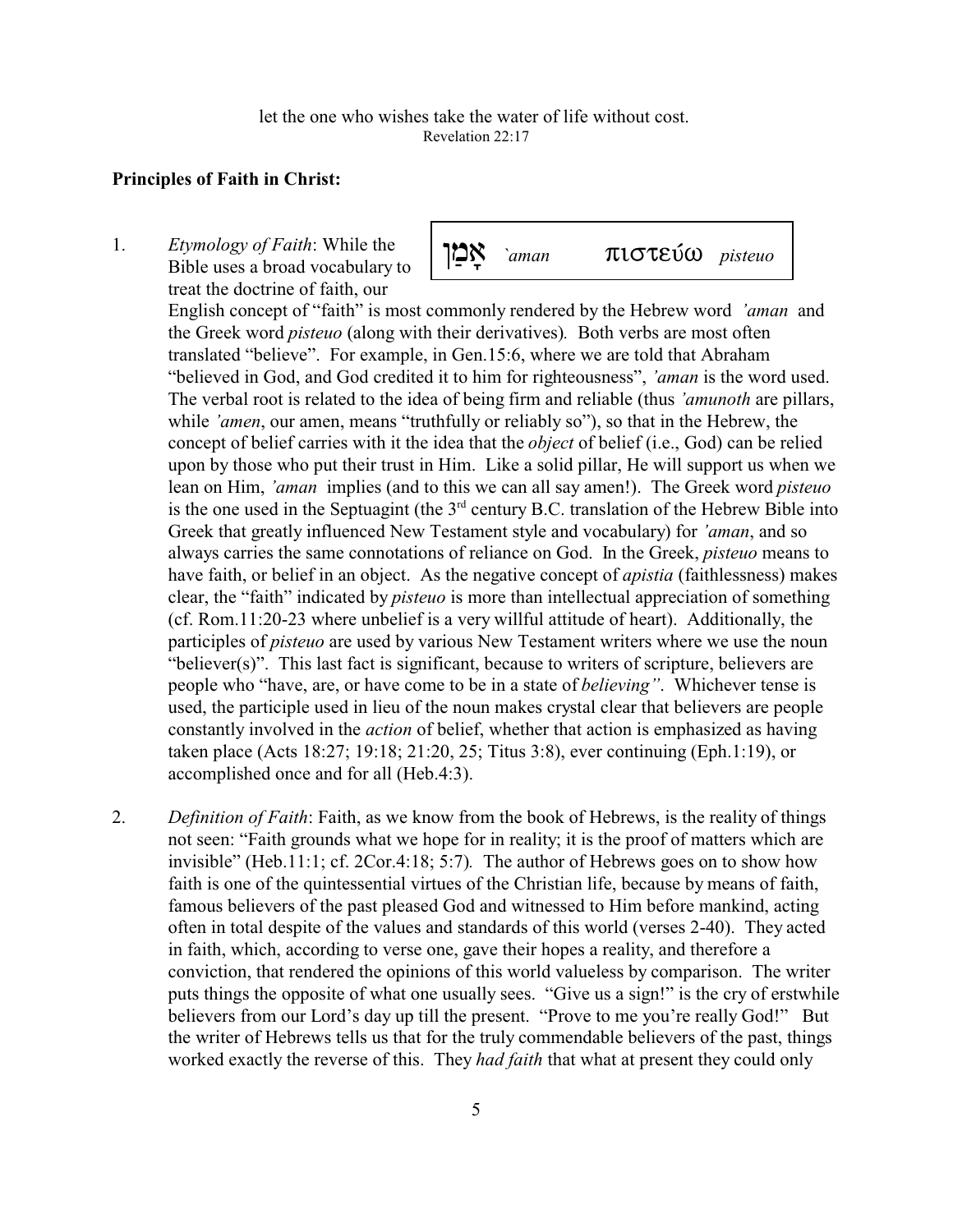let the one who wishes take the water of life without cost.
Revelation 22:17

**Principles of Faith in Christ:**

| אָמַן `aman | πιστεύω *pisteuo* |
|---|---|

1. *Etymology of Faith*: While the Bible uses a broad vocabulary to treat the doctrine of faith, our English concept of "faith" is most commonly rendered by the Hebrew word *'aman* and the Greek word *pisteuo* (along with their derivatives). Both verbs are most often translated "believe". For example, in Gen.15:6, where we are told that Abraham "believed in God, and God credited it to him for righteousness", *'aman* is the word used. The verbal root is related to the idea of being firm and reliable (thus *'amunoth* are pillars, while *'amen*, our amen, means "truthfully or reliably so"), so that in the Hebrew, the concept of belief carries with it the idea that the *object* of belief (i.e., God) can be relied upon by those who put their trust in Him. Like a solid pillar, He will support us when we lean on Him, *'aman* implies (and to this we can all say amen!). The Greek word *pisteuo* is the one used in the Septuagint (the 3rd century B.C. translation of the Hebrew Bible into Greek that greatly influenced New Testament style and vocabulary) for *'aman*, and so always carries the same connotations of reliance on God. In the Greek, *pisteuo* means to have faith, or belief in an object. As the negative concept of *apistia* (faithlessness) makes clear, the "faith" indicated by *pisteuo* is more than intellectual appreciation of something (cf. Rom.11:20-23 where unbelief is a very willful attitude of heart). Additionally, the participles of *pisteuo* are used by various New Testament writers where we use the noun "believer(s)". This last fact is significant, because to writers of scripture, believers are people who "have, are, or have come to be in a state of *believing"*. Whichever tense is used, the participle used in lieu of the noun makes crystal clear that believers are people constantly involved in the *action* of belief, whether that action is emphasized as having taken place (Acts 18:27; 19:18; 21:20, 25; Titus 3:8), ever continuing (Eph.1:19), or accomplished once and for all (Heb.4:3).

2. *Definition of Faith*: Faith, as we know from the book of Hebrews, is the reality of things not seen: "Faith grounds what we hope for in reality; it is the proof of matters which are invisible" (Heb.11:1; cf. 2Cor.4:18; 5:7). The author of Hebrews goes on to show how faith is one of the quintessential virtues of the Christian life, because by means of faith, famous believers of the past pleased God and witnessed to Him before mankind, acting often in total despite of the values and standards of this world (verses 2-40). They acted in faith, which, according to verse one, gave their hopes a reality, and therefore a conviction, that rendered the opinions of this world valueless by comparison. The writer puts things the opposite of what one usually sees. "Give us a sign!" is the cry of erstwhile believers from our Lord's day up till the present. "Prove to me you're really God!" But the writer of Hebrews tells us that for the truly commendable believers of the past, things worked exactly the reverse of this. They *had faith* that what at present they could only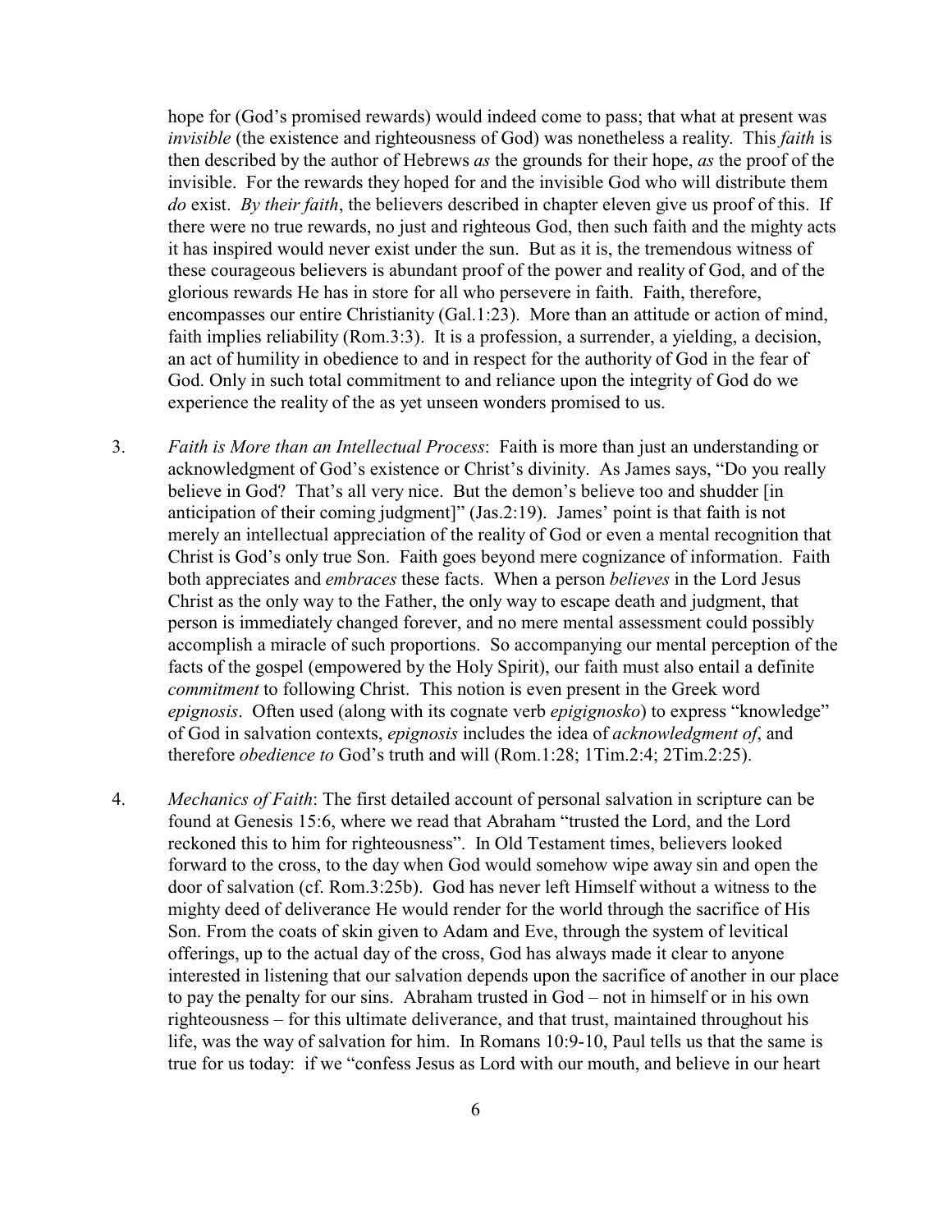hope for (God's promised rewards) would indeed come to pass; that what at present was *invisible* (the existence and righteousness of God) was nonetheless a reality. This *faith* is then described by the author of Hebrews *as* the grounds for their hope, *as* the proof of the invisible. For the rewards they hoped for and the invisible God who will distribute them *do* exist. *By their faith*, the believers described in chapter eleven give us proof of this. If there were no true rewards, no just and righteous God, then such faith and the mighty acts it has inspired would never exist under the sun. But as it is, the tremendous witness of these courageous believers is abundant proof of the power and reality of God, and of the glorious rewards He has in store for all who persevere in faith. Faith, therefore, encompasses our entire Christianity (Gal.1:23). More than an attitude or action of mind, faith implies reliability (Rom.3:3). It is a profession, a surrender, a yielding, a decision, an act of humility in obedience to and in respect for the authority of God in the fear of God. Only in such total commitment to and reliance upon the integrity of God do we experience the reality of the as yet unseen wonders promised to us.

3. *Faith is More than an Intellectual Process*: Faith is more than just an understanding or acknowledgment of God's existence or Christ's divinity. As James says, "Do you really believe in God? That's all very nice. But the demon's believe too and shudder [in anticipation of their coming judgment]" (Jas.2:19). James' point is that faith is not merely an intellectual appreciation of the reality of God or even a mental recognition that Christ is God's only true Son. Faith goes beyond mere cognizance of information. Faith both appreciates and *embraces* these facts. When a person *believes* in the Lord Jesus Christ as the only way to the Father, the only way to escape death and judgment, that person is immediately changed forever, and no mere mental assessment could possibly accomplish a miracle of such proportions. So accompanying our mental perception of the facts of the gospel (empowered by the Holy Spirit), our faith must also entail a definite *commitment* to following Christ. This notion is even present in the Greek word *epignosis*. Often used (along with its cognate verb *epigignosko*) to express "knowledge" of God in salvation contexts, *epignosis* includes the idea of *acknowledgment of*, and therefore *obedience to* God's truth and will (Rom.1:28; 1Tim.2:4; 2Tim.2:25).

4. *Mechanics of Faith*: The first detailed account of personal salvation in scripture can be found at Genesis 15:6, where we read that Abraham "trusted the Lord, and the Lord reckoned this to him for righteousness". In Old Testament times, believers looked forward to the cross, to the day when God would somehow wipe away sin and open the door of salvation (cf. Rom.3:25b). God has never left Himself without a witness to the mighty deed of deliverance He would render for the world through the sacrifice of His Son. From the coats of skin given to Adam and Eve, through the system of levitical offerings, up to the actual day of the cross, God has always made it clear to anyone interested in listening that our salvation depends upon the sacrifice of another in our place to pay the penalty for our sins. Abraham trusted in God – not in himself or in his own righteousness – for this ultimate deliverance, and that trust, maintained throughout his life, was the way of salvation for him. In Romans 10:9-10, Paul tells us that the same is true for us today: if we "confess Jesus as Lord with our mouth, and believe in our heart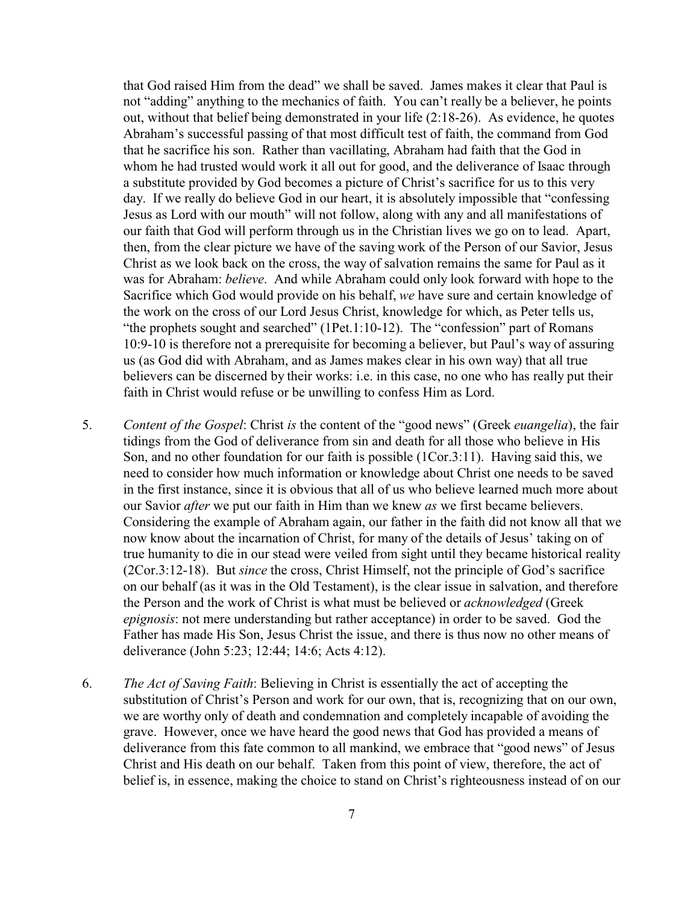that God raised Him from the dead" we shall be saved. James makes it clear that Paul is not "adding" anything to the mechanics of faith. You can't really be a believer, he points out, without that belief being demonstrated in your life (2:18-26). As evidence, he quotes Abraham's successful passing of that most difficult test of faith, the command from God that he sacrifice his son. Rather than vacillating, Abraham had faith that the God in whom he had trusted would work it all out for good, and the deliverance of Isaac through a substitute provided by God becomes a picture of Christ's sacrifice for us to this very day. If we really do believe God in our heart, it is absolutely impossible that "confessing Jesus as Lord with our mouth" will not follow, along with any and all manifestations of our faith that God will perform through us in the Christian lives we go on to lead. Apart, then, from the clear picture we have of the saving work of the Person of our Savior, Jesus Christ as we look back on the cross, the way of salvation remains the same for Paul as it was for Abraham: *believe*. And while Abraham could only look forward with hope to the Sacrifice which God would provide on his behalf, *we* have sure and certain knowledge of the work on the cross of our Lord Jesus Christ, knowledge for which, as Peter tells us, "the prophets sought and searched" (1Pet.1:10-12). The "confession" part of Romans 10:9-10 is therefore not a prerequisite for becoming a believer, but Paul's way of assuring us (as God did with Abraham, and as James makes clear in his own way) that all true believers can be discerned by their works: i.e. in this case, no one who has really put their faith in Christ would refuse or be unwilling to confess Him as Lord.

5. *Content of the Gospel*: Christ *is* the content of the "good news" (Greek *euangelia*), the fair tidings from the God of deliverance from sin and death for all those who believe in His Son, and no other foundation for our faith is possible (1Cor.3:11). Having said this, we need to consider how much information or knowledge about Christ one needs to be saved in the first instance, since it is obvious that all of us who believe learned much more about our Savior *after* we put our faith in Him than we knew *as* we first became believers. Considering the example of Abraham again, our father in the faith did not know all that we now know about the incarnation of Christ, for many of the details of Jesus' taking on of true humanity to die in our stead were veiled from sight until they became historical reality (2Cor.3:12-18). But *since* the cross, Christ Himself, not the principle of God's sacrifice on our behalf (as it was in the Old Testament), is the clear issue in salvation, and therefore the Person and the work of Christ is what must be believed or *acknowledged* (Greek *epignosis*: not mere understanding but rather acceptance) in order to be saved. God the Father has made His Son, Jesus Christ the issue, and there is thus now no other means of deliverance (John 5:23; 12:44; 14:6; Acts 4:12).

6. *The Act of Saving Faith*: Believing in Christ is essentially the act of accepting the substitution of Christ's Person and work for our own, that is, recognizing that on our own, we are worthy only of death and condemnation and completely incapable of avoiding the grave. However, once we have heard the good news that God has provided a means of deliverance from this fate common to all mankind, we embrace that "good news" of Jesus Christ and His death on our behalf. Taken from this point of view, therefore, the act of belief is, in essence, making the choice to stand on Christ's righteousness instead of on our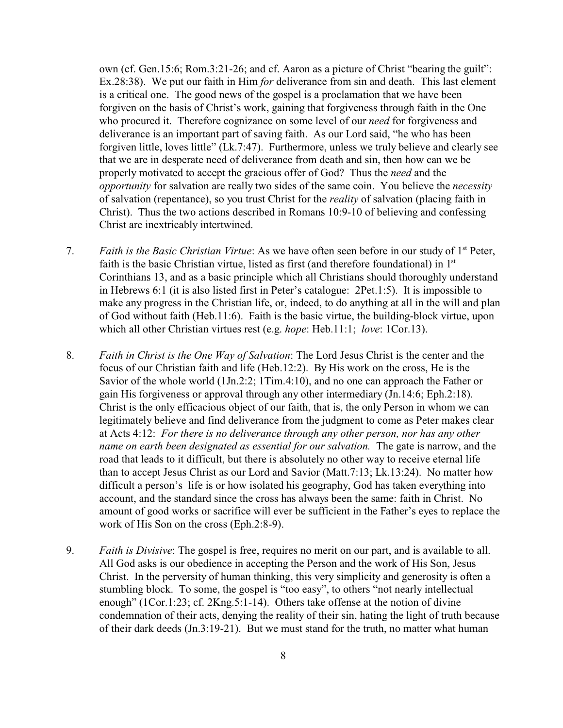own (cf. Gen.15:6; Rom.3:21-26; and cf. Aaron as a picture of Christ "bearing the guilt": Ex.28:38). We put our faith in Him *for* deliverance from sin and death. This last element is a critical one. The good news of the gospel is a proclamation that we have been forgiven on the basis of Christ's work, gaining that forgiveness through faith in the One who procured it. Therefore cognizance on some level of our *need* for forgiveness and deliverance is an important part of saving faith. As our Lord said, "he who has been forgiven little, loves little" (Lk.7:47). Furthermore, unless we truly believe and clearly see that we are in desperate need of deliverance from death and sin, then how can we be properly motivated to accept the gracious offer of God? Thus the *need* and the *opportunity* for salvation are really two sides of the same coin. You believe the *necessity* of salvation (repentance), so you trust Christ for the *reality* of salvation (placing faith in Christ). Thus the two actions described in Romans 10:9-10 of believing and confessing Christ are inextricably intertwined.

7. *Faith is the Basic Christian Virtue*: As we have often seen before in our study of 1st Peter, faith is the basic Christian virtue, listed as first (and therefore foundational) in 1st Corinthians 13, and as a basic principle which all Christians should thoroughly understand in Hebrews 6:1 (it is also listed first in Peter's catalogue: 2Pet.1:5). It is impossible to make any progress in the Christian life, or, indeed, to do anything at all in the will and plan of God without faith (Heb.11:6). Faith is the basic virtue, the building-block virtue, upon which all other Christian virtues rest (e.g. *hope*: Heb.11:1; *love*: 1Cor.13).

8. *Faith in Christ is the One Way of Salvation*: The Lord Jesus Christ is the center and the focus of our Christian faith and life (Heb.12:2). By His work on the cross, He is the Savior of the whole world (1Jn.2:2; 1Tim.4:10), and no one can approach the Father or gain His forgiveness or approval through any other intermediary (Jn.14:6; Eph.2:18). Christ is the only efficacious object of our faith, that is, the only Person in whom we can legitimately believe and find deliverance from the judgment to come as Peter makes clear at Acts 4:12: *For there is no deliverance through any other person, nor has any other name on earth been designated as essential for our salvation.* The gate is narrow, and the road that leads to it difficult, but there is absolutely no other way to receive eternal life than to accept Jesus Christ as our Lord and Savior (Matt.7:13; Lk.13:24). No matter how difficult a person's life is or how isolated his geography, God has taken everything into account, and the standard since the cross has always been the same: faith in Christ. No amount of good works or sacrifice will ever be sufficient in the Father's eyes to replace the work of His Son on the cross (Eph.2:8-9).

9. *Faith is Divisive*: The gospel is free, requires no merit on our part, and is available to all. All God asks is our obedience in accepting the Person and the work of His Son, Jesus Christ. In the perversity of human thinking, this very simplicity and generosity is often a stumbling block. To some, the gospel is "too easy", to others "not nearly intellectual enough" (1Cor.1:23; cf. 2Kng.5:1-14). Others take offense at the notion of divine condemnation of their acts, denying the reality of their sin, hating the light of truth because of their dark deeds (Jn.3:19-21). But we must stand for the truth, no matter what human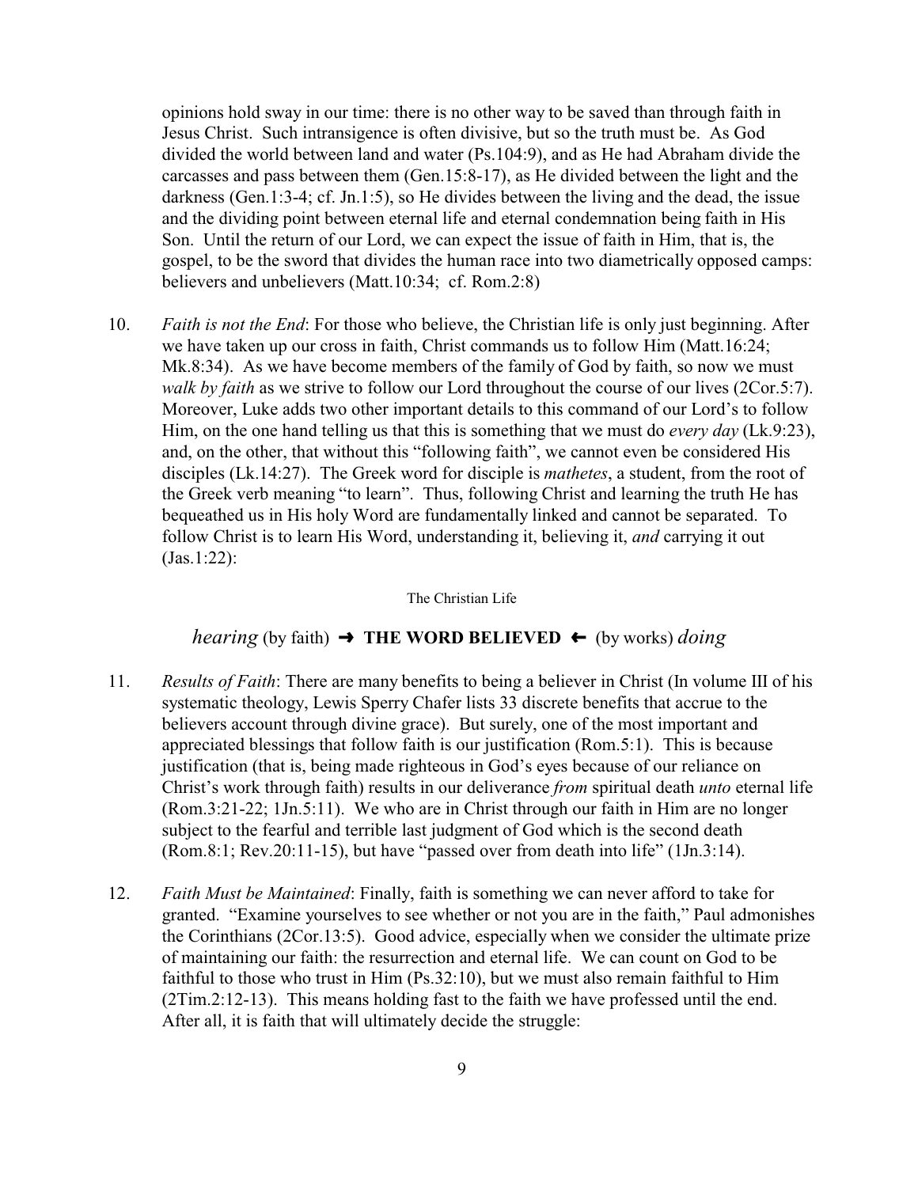opinions hold sway in our time: there is no other way to be saved than through faith in Jesus Christ. Such intransigence is often divisive, but so the truth must be. As God divided the world between land and water (Ps.104:9), and as He had Abraham divide the carcasses and pass between them (Gen.15:8-17), as He divided between the light and the darkness (Gen.1:3-4; cf. Jn.1:5), so He divides between the living and the dead, the issue and the dividing point between eternal life and eternal condemnation being faith in His Son. Until the return of our Lord, we can expect the issue of faith in Him, that is, the gospel, to be the sword that divides the human race into two diametrically opposed camps: believers and unbelievers (Matt.10:34; cf. Rom.2:8)

10. *Faith is not the End*: For those who believe, the Christian life is only just beginning. After we have taken up our cross in faith, Christ commands us to follow Him (Matt.16:24; Mk.8:34). As we have become members of the family of God by faith, so now we must *walk by faith* as we strive to follow our Lord throughout the course of our lives (2Cor.5:7). Moreover, Luke adds two other important details to this command of our Lord's to follow Him, on the one hand telling us that this is something that we must do *every day* (Lk.9:23), and, on the other, that without this "following faith", we cannot even be considered His disciples (Lk.14:27). The Greek word for disciple is *mathetes*, a student, from the root of the Greek verb meaning "to learn". Thus, following Christ and learning the truth He has bequeathed us in His holy Word are fundamentally linked and cannot be separated. To follow Christ is to learn His Word, understanding it, believing it, *and* carrying it out (Jas.1:22):

The Christian Life

*hearing* (by faith) ➜ **THE WORD BELIEVED** ← (by works) *doing*

11. *Results of Faith*: There are many benefits to being a believer in Christ (In volume III of his systematic theology, Lewis Sperry Chafer lists 33 discrete benefits that accrue to the believers account through divine grace). But surely, one of the most important and appreciated blessings that follow faith is our justification (Rom.5:1). This is because justification (that is, being made righteous in God's eyes because of our reliance on Christ's work through faith) results in our deliverance *from* spiritual death *unto* eternal life (Rom.3:21-22; 1Jn.5:11). We who are in Christ through our faith in Him are no longer subject to the fearful and terrible last judgment of God which is the second death (Rom.8:1; Rev.20:11-15), but have "passed over from death into life" (1Jn.3:14).

12. *Faith Must be Maintained*: Finally, faith is something we can never afford to take for granted. "Examine yourselves to see whether or not you are in the faith," Paul admonishes the Corinthians (2Cor.13:5). Good advice, especially when we consider the ultimate prize of maintaining our faith: the resurrection and eternal life. We can count on God to be faithful to those who trust in Him (Ps.32:10), but we must also remain faithful to Him (2Tim.2:12-13). This means holding fast to the faith we have professed until the end. After all, it is faith that will ultimately decide the struggle: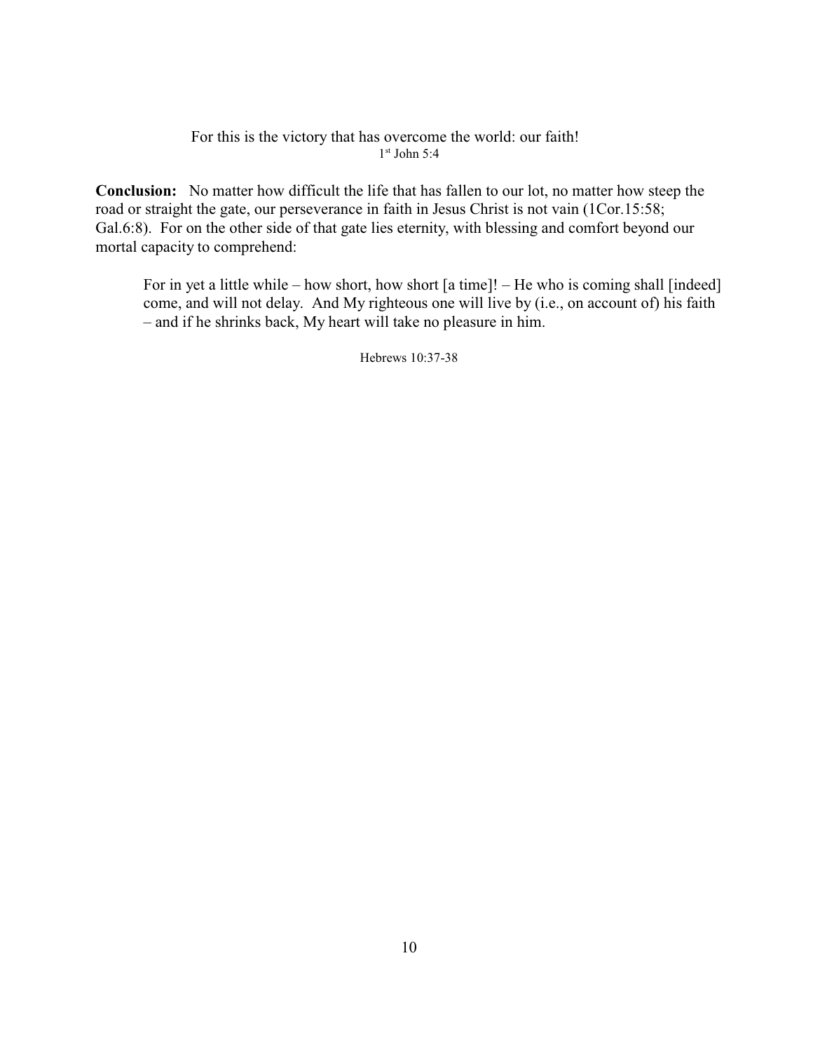For this is the victory that has overcome the world: our faith!
1st John 5:4

**Conclusion:** No matter how difficult the life that has fallen to our lot, no matter how steep the road or straight the gate, our perseverance in faith in Jesus Christ is not vain (1Cor.15:58; Gal.6:8). For on the other side of that gate lies eternity, with blessing and comfort beyond our mortal capacity to comprehend:

> For in yet a little while – how short, how short [a time]! – He who is coming shall [indeed] come, and will not delay. And My righteous one will live by (i.e., on account of) his faith – and if he shrinks back, My heart will take no pleasure in him.
>
> Hebrews 10:37-38